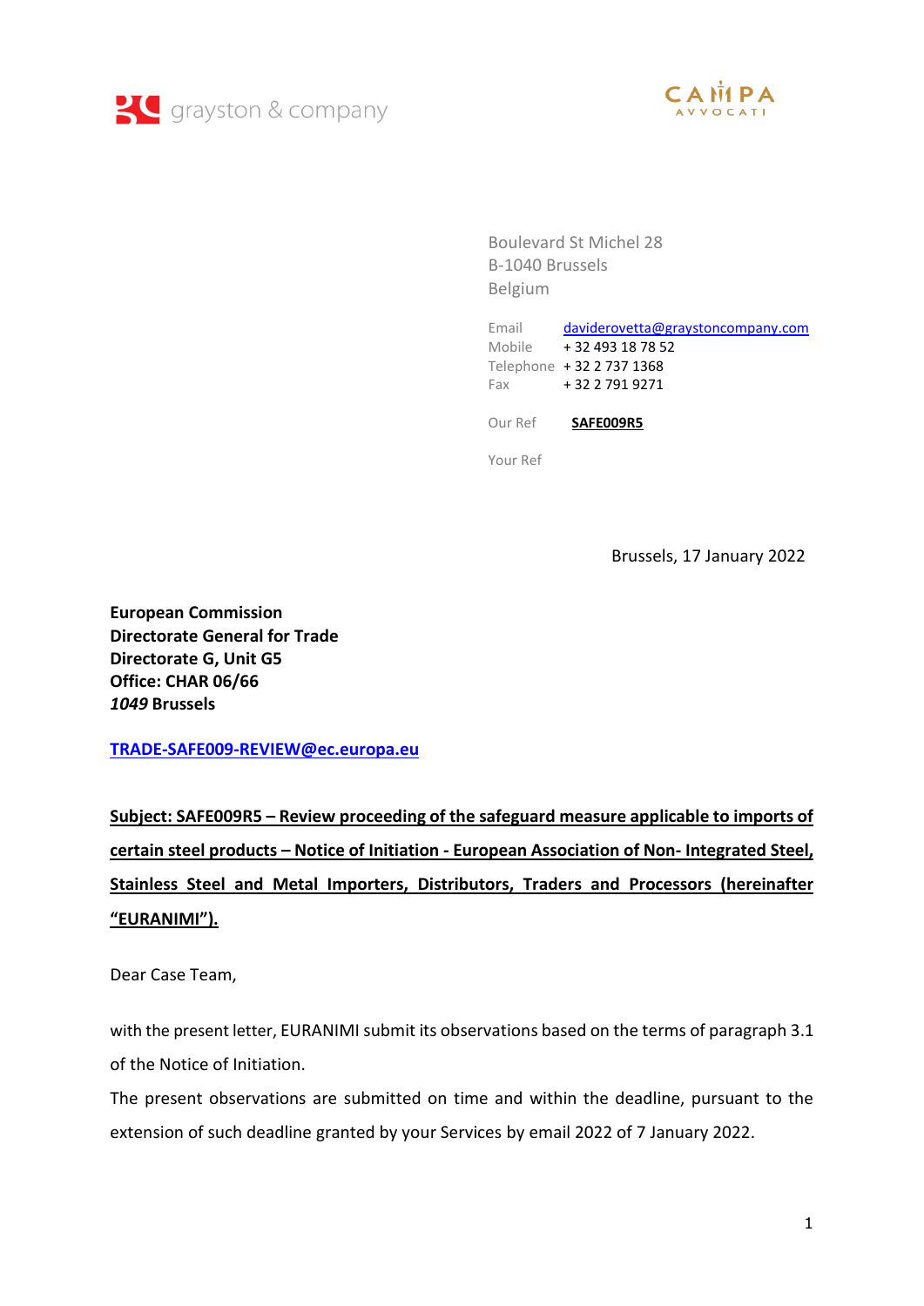grayston & company

CAMPA AVVOCATI

Boulevard St Michel 28
B-1040 Brussels
Belgium

Email daviderovetta@graystoncompany.com
Mobile + 32 493 18 78 52
Telephone + 32 2 737 1368
Fax + 32 2 791 9271

Our Ref **SAFE009R5**

Your Ref

Brussels, 17 January 2022

**European Commission**
**Directorate General for Trade**
**Directorate G, Unit G5**
**Office: CHAR 06/66**
***1049* Brussels**

**TRADE-SAFE009-REVIEW@ec.europa.eu**

**Subject: SAFE009R5 – Review proceeding of the safeguard measure applicable to imports of certain steel products – Notice of Initiation - European Association of Non- Integrated Steel, Stainless Steel and Metal Importers, Distributors, Traders and Processors (hereinafter "EURANIMI").**

Dear Case Team,

with the present letter, EURANIMI submit its observations based on the terms of paragraph 3.1 of the Notice of Initiation.

The present observations are submitted on time and within the deadline, pursuant to the extension of such deadline granted by your Services by email 2022 of 7 January 2022.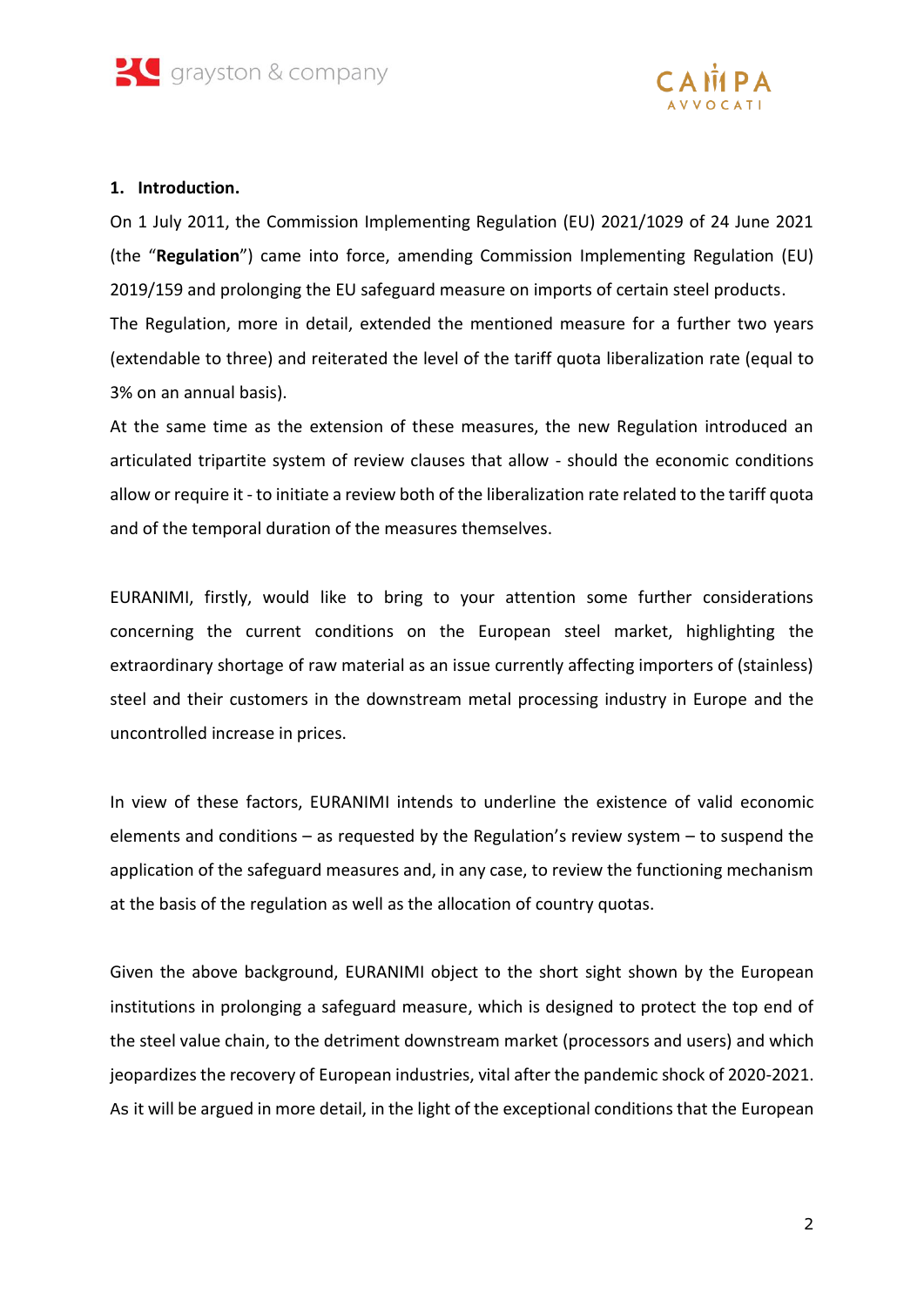## 1. Introduction.

On 1 July 2011, the Commission Implementing Regulation (EU) 2021/1029 of 24 June 2021 (the "**Regulation**") came into force, amending Commission Implementing Regulation (EU) 2019/159 and prolonging the EU safeguard measure on imports of certain steel products.

The Regulation, more in detail, extended the mentioned measure for a further two years (extendable to three) and reiterated the level of the tariff quota liberalization rate (equal to 3% on an annual basis).

At the same time as the extension of these measures, the new Regulation introduced an articulated tripartite system of review clauses that allow - should the economic conditions allow or require it - to initiate a review both of the liberalization rate related to the tariff quota and of the temporal duration of the measures themselves.

EURANIMI, firstly, would like to bring to your attention some further considerations concerning the current conditions on the European steel market, highlighting the extraordinary shortage of raw material as an issue currently affecting importers of (stainless) steel and their customers in the downstream metal processing industry in Europe and the uncontrolled increase in prices.

In view of these factors, EURANIMI intends to underline the existence of valid economic elements and conditions – as requested by the Regulation's review system – to suspend the application of the safeguard measures and, in any case, to review the functioning mechanism at the basis of the regulation as well as the allocation of country quotas.

Given the above background, EURANIMI object to the short sight shown by the European institutions in prolonging a safeguard measure, which is designed to protect the top end of the steel value chain, to the detriment downstream market (processors and users) and which jeopardizes the recovery of European industries, vital after the pandemic shock of 2020-2021. As it will be argued in more detail, in the light of the exceptional conditions that the European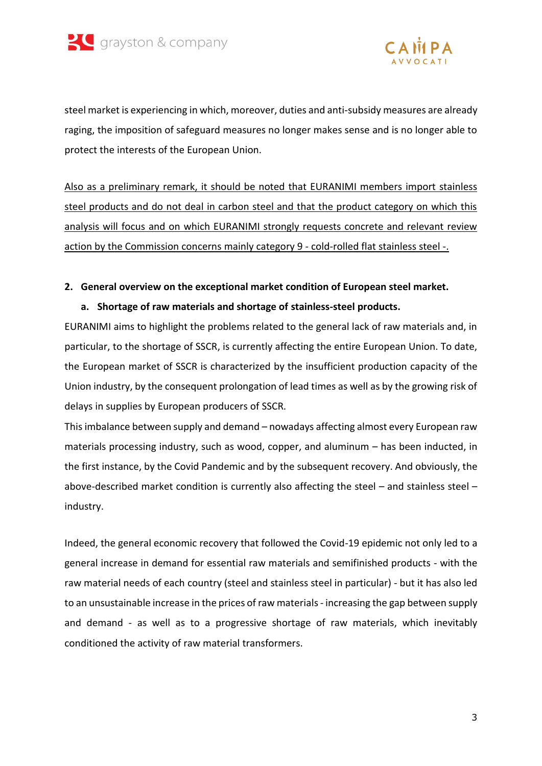steel market is experiencing in which, moreover, duties and anti-subsidy measures are already raging, the imposition of safeguard measures no longer makes sense and is no longer able to protect the interests of the European Union.

<u>Also as a preliminary remark, it should be noted that EURANIMI members import stainless steel products and do not deal in carbon steel and that the product category on which this analysis will focus and on which EURANIMI strongly requests concrete and relevant review action by the Commission concerns mainly category 9 - cold-rolled flat stainless steel -.</u>

## 2. General overview on the exceptional market condition of European steel market.

### a. Shortage of raw materials and shortage of stainless-steel products.

EURANIMI aims to highlight the problems related to the general lack of raw materials and, in particular, to the shortage of SSCR, is currently affecting the entire European Union. To date, the European market of SSCR is characterized by the insufficient production capacity of the Union industry, by the consequent prolongation of lead times as well as by the growing risk of delays in supplies by European producers of SSCR.

This imbalance between supply and demand – nowadays affecting almost every European raw materials processing industry, such as wood, copper, and aluminum – has been inducted, in the first instance, by the Covid Pandemic and by the subsequent recovery. And obviously, the above-described market condition is currently also affecting the steel – and stainless steel – industry.

Indeed, the general economic recovery that followed the Covid-19 epidemic not only led to a general increase in demand for essential raw materials and semifinished products - with the raw material needs of each country (steel and stainless steel in particular) - but it has also led to an unsustainable increase in the prices of raw materials - increasing the gap between supply and demand - as well as to a progressive shortage of raw materials, which inevitably conditioned the activity of raw material transformers.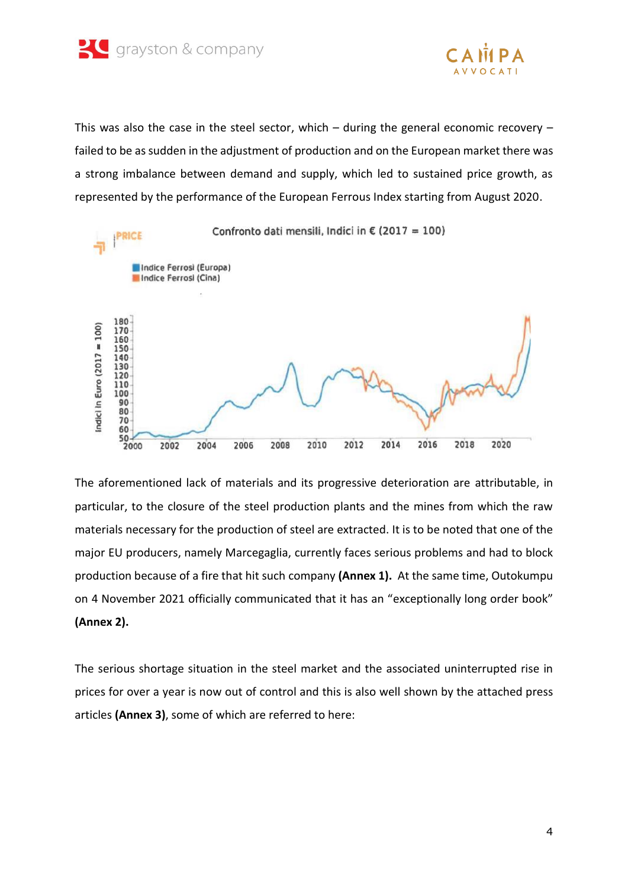This was also the case in the steel sector, which – during the general economic recovery – failed to be as sudden in the adjustment of production and on the European market there was a strong imbalance between demand and supply, which led to sustained price growth, as represented by the performance of the European Ferrous Index starting from August 2020.

The aforementioned lack of materials and its progressive deterioration are attributable, in particular, to the closure of the steel production plants and the mines from which the raw materials necessary for the production of steel are extracted. It is to be noted that one of the major EU producers, namely Marcegaglia, currently faces serious problems and had to block production because of a fire that hit such company **(Annex 1).** At the same time, Outokumpu on 4 November 2021 officially communicated that it has an "exceptionally long order book" **(Annex 2).**

The serious shortage situation in the steel market and the associated uninterrupted rise in prices for over a year is now out of control and this is also well shown by the attached press articles **(Annex 3)**, some of which are referred to here: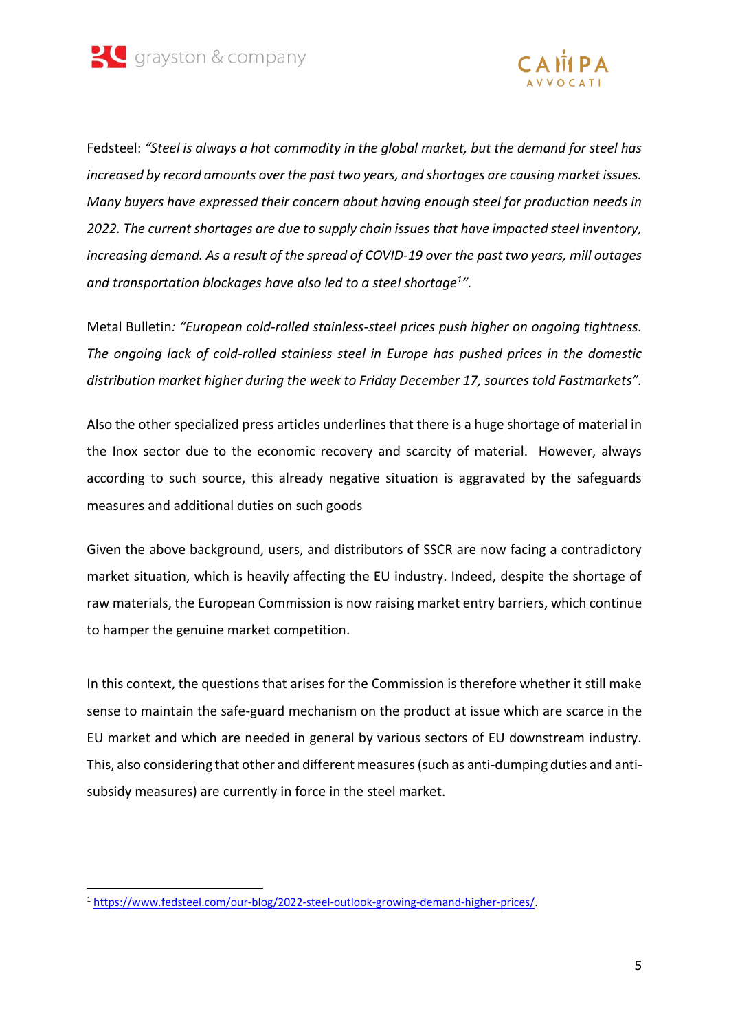Fedsteel: *"Steel is always a hot commodity in the global market, but the demand for steel has increased by record amounts over the past two years, and shortages are causing market issues. Many buyers have expressed their concern about having enough steel for production needs in 2022. The current shortages are due to supply chain issues that have impacted steel inventory, increasing demand. As a result of the spread of COVID-19 over the past two years, mill outages and transportation blockages have also led to a steel shortage[1]".*

Metal Bulletin: *"European cold-rolled stainless-steel prices push higher on ongoing tightness. The ongoing lack of cold-rolled stainless steel in Europe has pushed prices in the domestic distribution market higher during the week to Friday December 17, sources told Fastmarkets".*

Also the other specialized press articles underlines that there is a huge shortage of material in the Inox sector due to the economic recovery and scarcity of material. However, always according to such source, this already negative situation is aggravated by the safeguards measures and additional duties on such goods

Given the above background, users, and distributors of SSCR are now facing a contradictory market situation, which is heavily affecting the EU industry. Indeed, despite the shortage of raw materials, the European Commission is now raising market entry barriers, which continue to hamper the genuine market competition.

In this context, the questions that arises for the Commission is therefore whether it still make sense to maintain the safe-guard mechanism on the product at issue which are scarce in the EU market and which are needed in general by various sectors of EU downstream industry. This, also considering that other and different measures (such as anti-dumping duties and anti-subsidy measures) are currently in force in the steel market.

---

[1] https://www.fedsteel.com/our-blog/2022-steel-outlook-growing-demand-higher-prices/.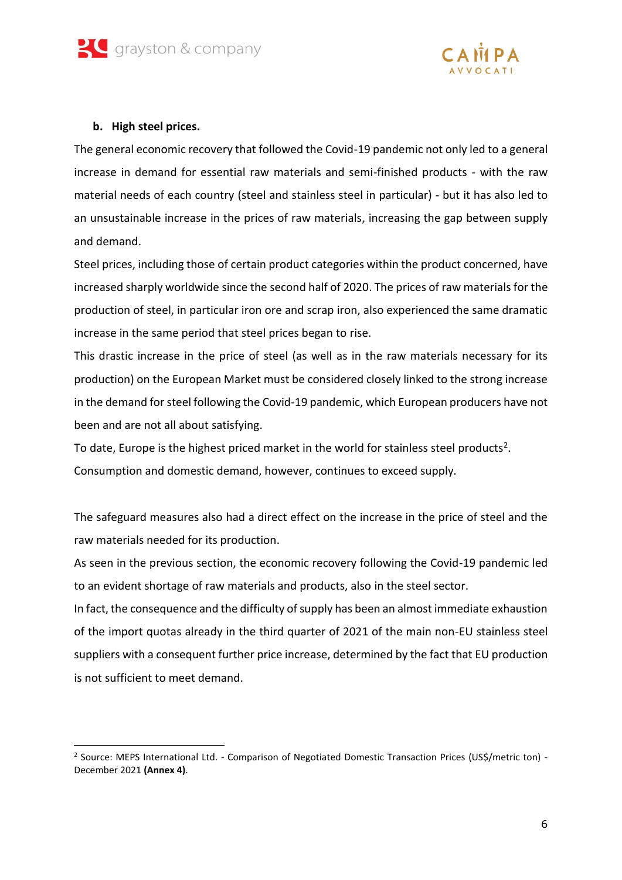**b. High steel prices.**

The general economic recovery that followed the Covid-19 pandemic not only led to a general increase in demand for essential raw materials and semi-finished products - with the raw material needs of each country (steel and stainless steel in particular) - but it has also led to an unsustainable increase in the prices of raw materials, increasing the gap between supply and demand.

Steel prices, including those of certain product categories within the product concerned, have increased sharply worldwide since the second half of 2020. The prices of raw materials for the production of steel, in particular iron ore and scrap iron, also experienced the same dramatic increase in the same period that steel prices began to rise.

This drastic increase in the price of steel (as well as in the raw materials necessary for its production) on the European Market must be considered closely linked to the strong increase in the demand for steel following the Covid-19 pandemic, which European producers have not been and are not all about satisfying.

To date, Europe is the highest priced market in the world for stainless steel products[2].

Consumption and domestic demand, however, continues to exceed supply.

The safeguard measures also had a direct effect on the increase in the price of steel and the raw materials needed for its production.

As seen in the previous section, the economic recovery following the Covid-19 pandemic led to an evident shortage of raw materials and products, also in the steel sector.

In fact, the consequence and the difficulty of supply has been an almost immediate exhaustion of the import quotas already in the third quarter of 2021 of the main non-EU stainless steel suppliers with a consequent further price increase, determined by the fact that EU production is not sufficient to meet demand.

---

[2] Source: MEPS International Ltd. - Comparison of Negotiated Domestic Transaction Prices (US$/metric ton) - December 2021 **(Annex 4)**.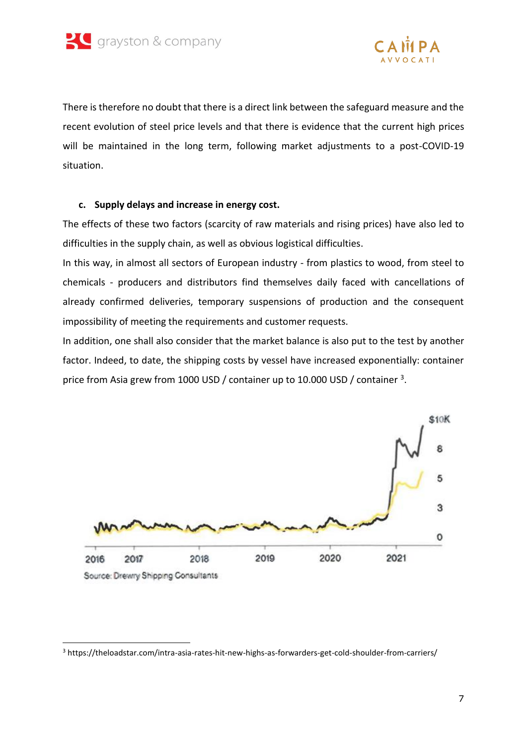There is therefore no doubt that there is a direct link between the safeguard measure and the recent evolution of steel price levels and that there is evidence that the current high prices will be maintained in the long term, following market adjustments to a post-COVID-19 situation.

**c. Supply delays and increase in energy cost.**

The effects of these two factors (scarcity of raw materials and rising prices) have also led to difficulties in the supply chain, as well as obvious logistical difficulties.

In this way, in almost all sectors of European industry - from plastics to wood, from steel to chemicals - producers and distributors find themselves daily faced with cancellations of already confirmed deliveries, temporary suspensions of production and the consequent impossibility of meeting the requirements and customer requests.

In addition, one shall also consider that the market balance is also put to the test by another factor. Indeed, to date, the shipping costs by vessel have increased exponentially: container price from Asia grew from 1000 USD / container up to 10.000 USD / container [3].

Source: Drewry Shipping Consultants

[3] https://theloadstar.com/intra-asia-rates-hit-new-highs-as-forwarders-get-cold-shoulder-from-carriers/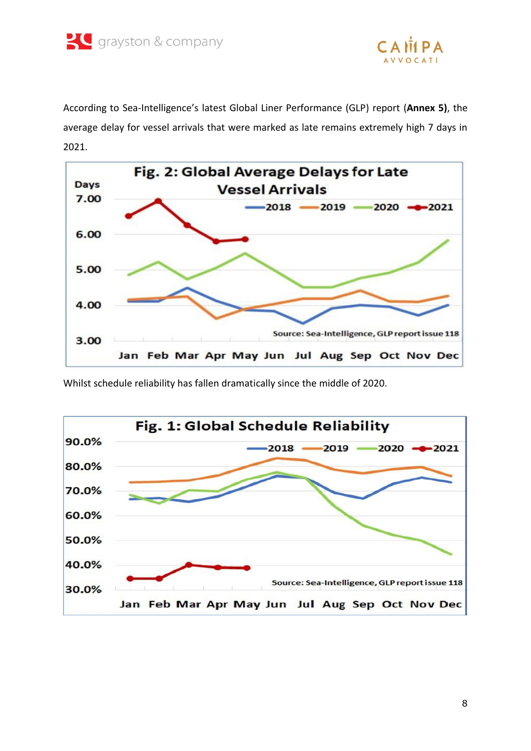According to Sea-Intelligence's latest Global Liner Performance (GLP) report (**Annex 5)**, the average delay for vessel arrivals that were marked as late remains extremely high 7 days in 2021.

**Fig. 2: Global Average Delays for Late Vessel Arrivals**

Source: Sea-Intelligence, GLP report issue 118

Whilst schedule reliability has fallen dramatically since the middle of 2020.

**Fig. 1: Global Schedule Reliability**

Source: Sea-Intelligence, GLP report issue 118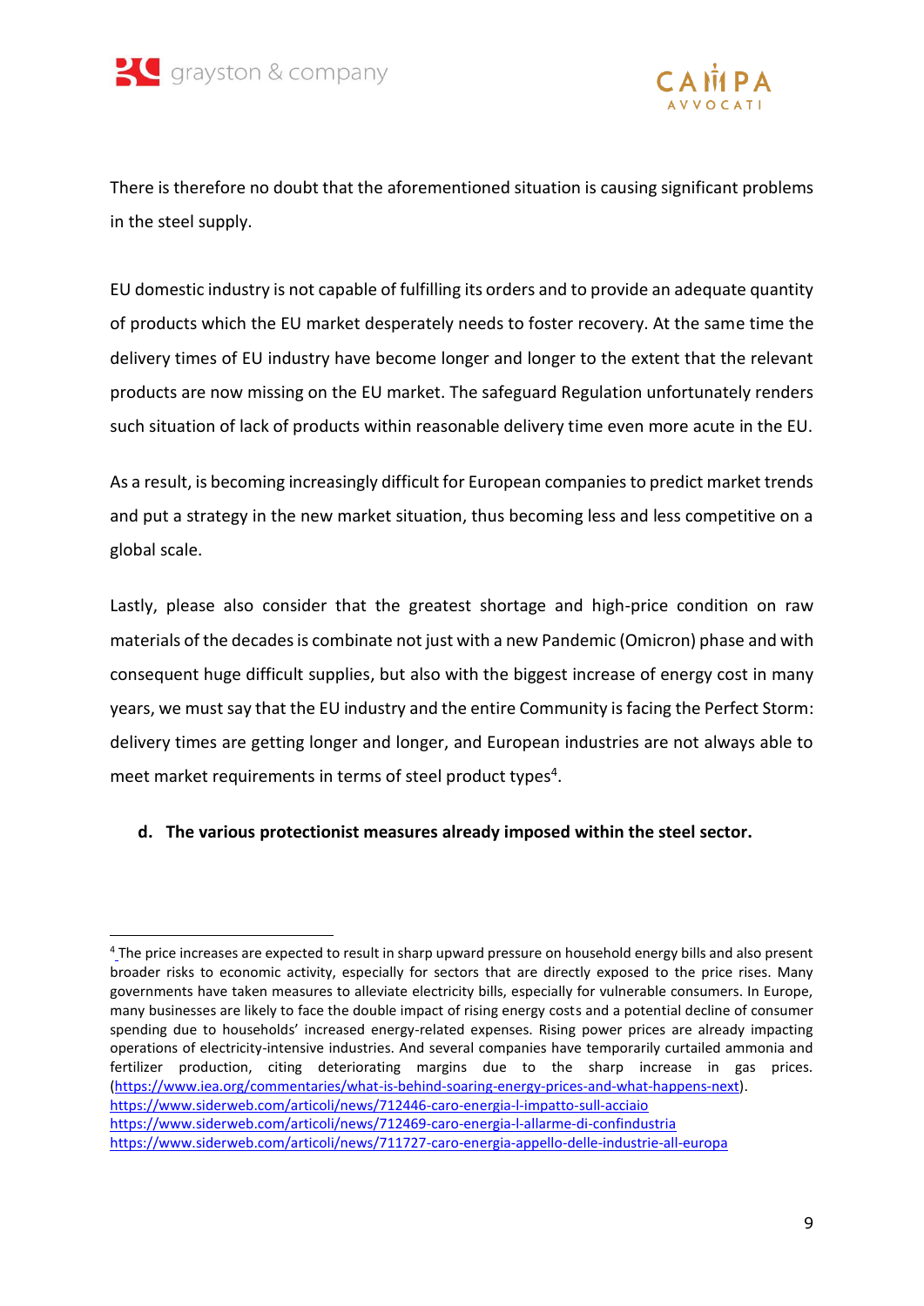There is therefore no doubt that the aforementioned situation is causing significant problems in the steel supply.

EU domestic industry is not capable of fulfilling its orders and to provide an adequate quantity of products which the EU market desperately needs to foster recovery. At the same time the delivery times of EU industry have become longer and longer to the extent that the relevant products are now missing on the EU market. The safeguard Regulation unfortunately renders such situation of lack of products within reasonable delivery time even more acute in the EU.

As a result, is becoming increasingly difficult for European companies to predict market trends and put a strategy in the new market situation, thus becoming less and less competitive on a global scale.

Lastly, please also consider that the greatest shortage and high-price condition on raw materials of the decades is combinate not just with a new Pandemic (Omicron) phase and with consequent huge difficult supplies, but also with the biggest increase of energy cost in many years, we must say that the EU industry and the entire Community is facing the Perfect Storm: delivery times are getting longer and longer, and European industries are not always able to meet market requirements in terms of steel product types[4].

**d. The various protectionist measures already imposed within the steel sector.**

---

[4] The price increases are expected to result in sharp upward pressure on household energy bills and also present broader risks to economic activity, especially for sectors that are directly exposed to the price rises. Many governments have taken measures to alleviate electricity bills, especially for vulnerable consumers. In Europe, many businesses are likely to face the double impact of rising energy costs and a potential decline of consumer spending due to households' increased energy-related expenses. Rising power prices are already impacting operations of electricity-intensive industries. And several companies have temporarily curtailed ammonia and fertilizer production, citing deteriorating margins due to the sharp increase in gas prices. (https://www.iea.org/commentaries/what-is-behind-soaring-energy-prices-and-what-happens-next).
https://www.siderweb.com/articoli/news/712446-caro-energia-l-impatto-sull-acciaio
https://www.siderweb.com/articoli/news/712469-caro-energia-l-allarme-di-confindustria
https://www.siderweb.com/articoli/news/711727-caro-energia-appello-delle-industrie-all-europa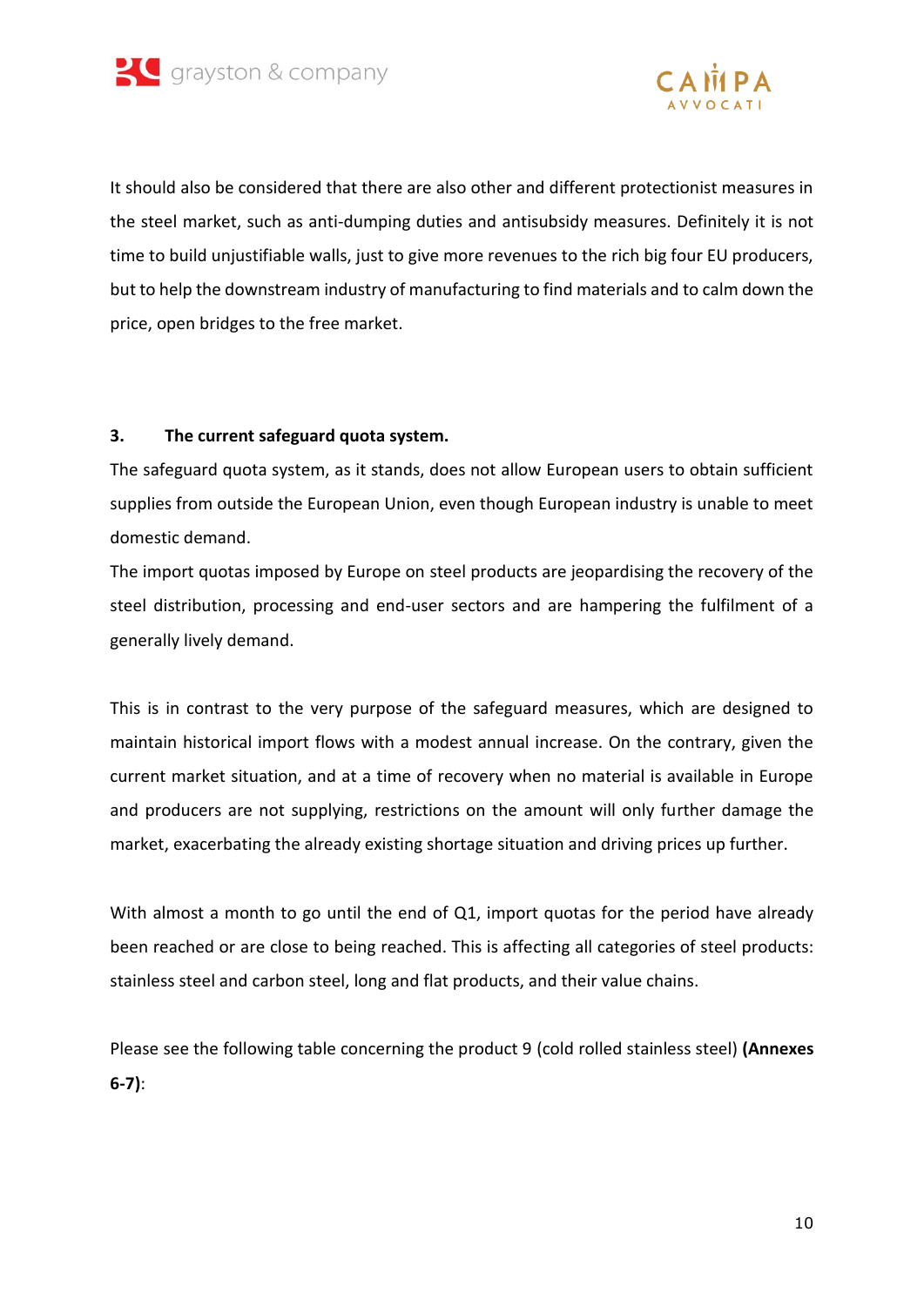It should also be considered that there are also other and different protectionist measures in the steel market, such as anti-dumping duties and antisubsidy measures. Definitely it is not time to build unjustifiable walls, just to give more revenues to the rich big four EU producers, but to help the downstream industry of manufacturing to find materials and to calm down the price, open bridges to the free market.

## 3. The current safeguard quota system.

The safeguard quota system, as it stands, does not allow European users to obtain sufficient supplies from outside the European Union, even though European industry is unable to meet domestic demand.

The import quotas imposed by Europe on steel products are jeopardising the recovery of the steel distribution, processing and end-user sectors and are hampering the fulfilment of a generally lively demand.

This is in contrast to the very purpose of the safeguard measures, which are designed to maintain historical import flows with a modest annual increase. On the contrary, given the current market situation, and at a time of recovery when no material is available in Europe and producers are not supplying, restrictions on the amount will only further damage the market, exacerbating the already existing shortage situation and driving prices up further.

With almost a month to go until the end of Q1, import quotas for the period have already been reached or are close to being reached. This is affecting all categories of steel products: stainless steel and carbon steel, long and flat products, and their value chains.

Please see the following table concerning the product 9 (cold rolled stainless steel) **(Annexes 6-7)**: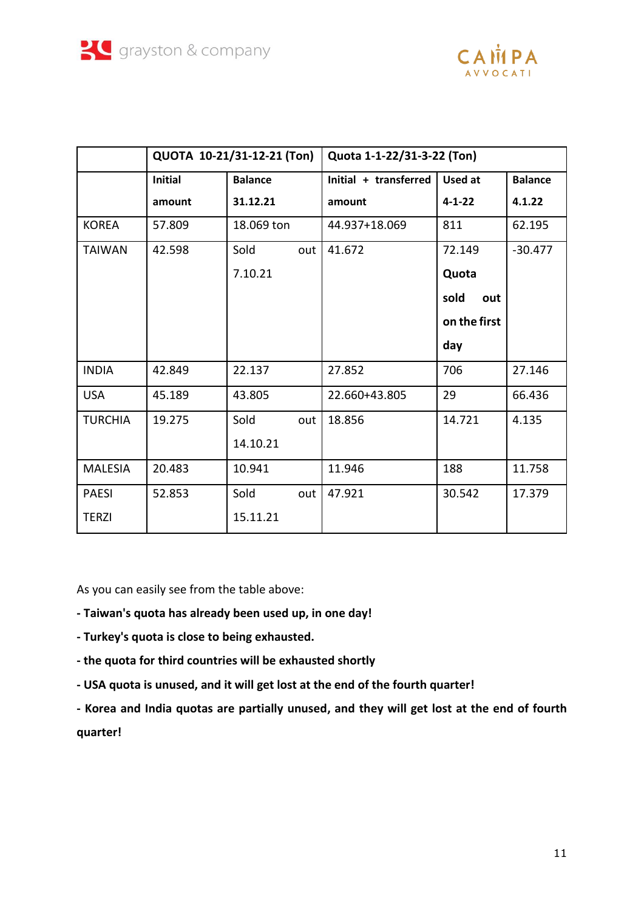| | QUOTA 10-21/31-12-21 (Ton) | | Quota 1-1-22/31-3-22 (Ton) | | |
|---|---|---|---|---|---|
| | **Initial amount** | **Balance 31.12.21** | **Initial + transferred amount** | **Used at 4-1-22** | **Balance 4.1.22** |
| KOREA | 57.809 | 18.069 ton | 44.937+18.069 | 811 | 62.195 |
| TAIWAN | 42.598 | Sold out 7.10.21 | 41.672 | 72.149 **Quota sold out on the first day** | -30.477 |
| INDIA | 42.849 | 22.137 | 27.852 | 706 | 27.146 |
| USA | 45.189 | 43.805 | 22.660+43.805 | 29 | 66.436 |
| TURCHIA | 19.275 | Sold out 14.10.21 | 18.856 | 14.721 | 4.135 |
| MALESIA | 20.483 | 10.941 | 11.946 | 188 | 11.758 |
| PAESI TERZI | 52.853 | Sold out 15.11.21 | 47.921 | 30.542 | 17.379 |

As you can easily see from the table above:

**- Taiwan's quota has already been used up, in one day!**

**- Turkey's quota is close to being exhausted.**

**- the quota for third countries will be exhausted shortly**

**- USA quota is unused, and it will get lost at the end of the fourth quarter!**

**- Korea and India quotas are partially unused, and they will get lost at the end of fourth quarter!**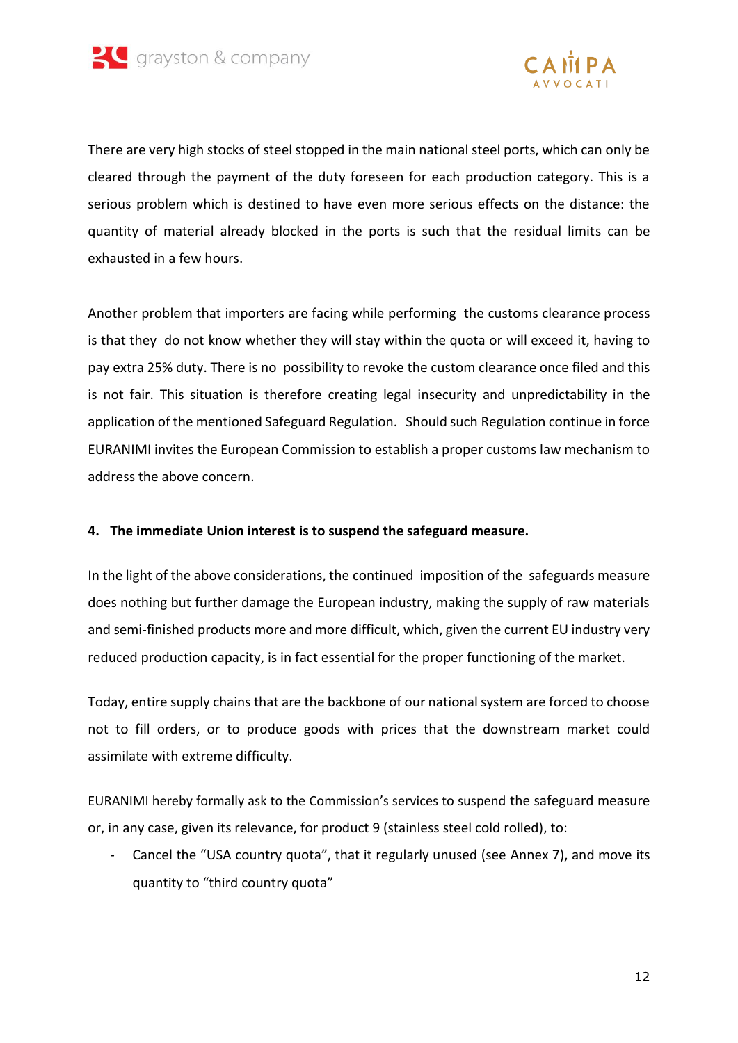There are very high stocks of steel stopped in the main national steel ports, which can only be cleared through the payment of the duty foreseen for each production category. This is a serious problem which is destined to have even more serious effects on the distance: the quantity of material already blocked in the ports is such that the residual limits can be exhausted in a few hours.

Another problem that importers are facing while performing the customs clearance process is that they do not know whether they will stay within the quota or will exceed it, having to pay extra 25% duty. There is no possibility to revoke the custom clearance once filed and this is not fair. This situation is therefore creating legal insecurity and unpredictability in the application of the mentioned Safeguard Regulation. Should such Regulation continue in force EURANIMI invites the European Commission to establish a proper customs law mechanism to address the above concern.

**4. The immediate Union interest is to suspend the safeguard measure.**

In the light of the above considerations, the continued imposition of the safeguards measure does nothing but further damage the European industry, making the supply of raw materials and semi-finished products more and more difficult, which, given the current EU industry very reduced production capacity, is in fact essential for the proper functioning of the market.

Today, entire supply chains that are the backbone of our national system are forced to choose not to fill orders, or to produce goods with prices that the downstream market could assimilate with extreme difficulty.

EURANIMI hereby formally ask to the Commission's services to suspend the safeguard measure or, in any case, given its relevance, for product 9 (stainless steel cold rolled), to:

- Cancel the "USA country quota", that it regularly unused (see Annex 7), and move its quantity to "third country quota"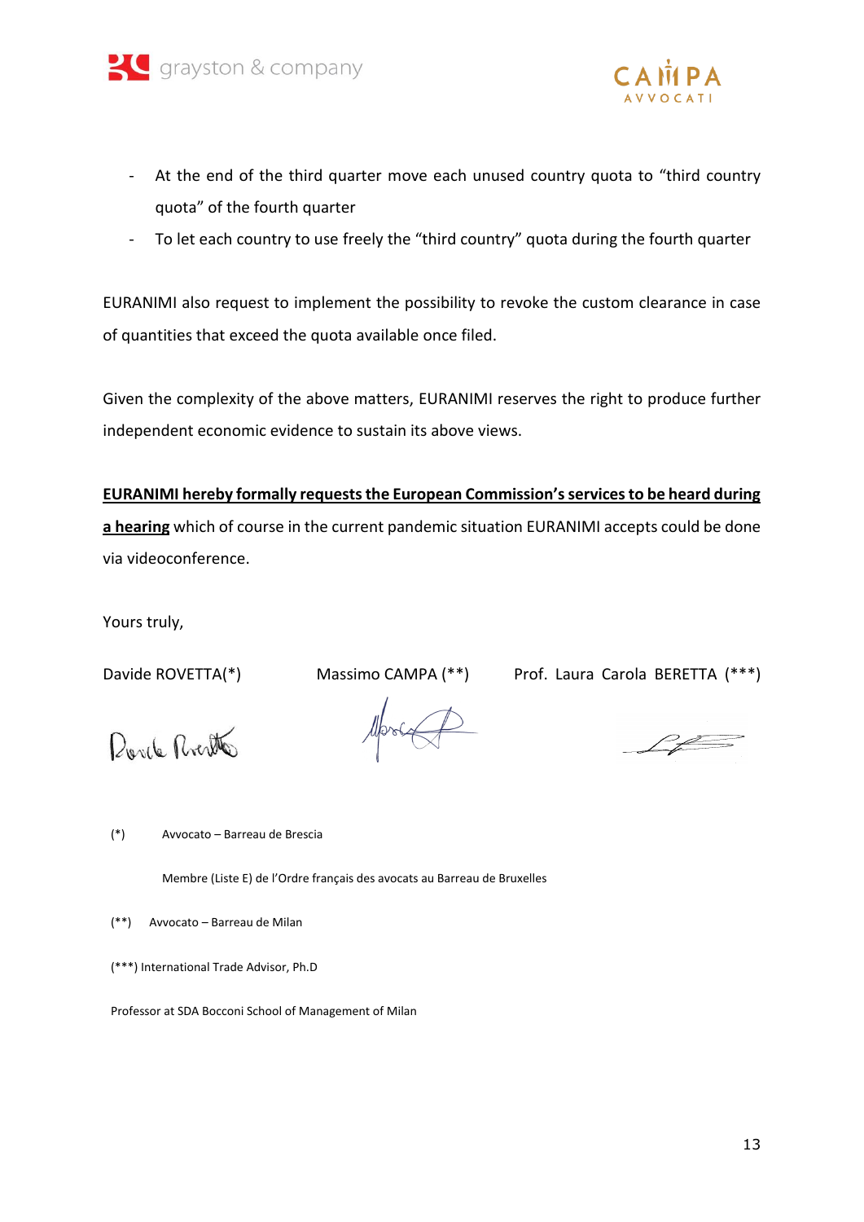- At the end of the third quarter move each unused country quota to "third country quota" of the fourth quarter
- To let each country to use freely the "third country" quota during the fourth quarter

EURANIMI also request to implement the possibility to revoke the custom clearance in case of quantities that exceed the quota available once filed.

Given the complexity of the above matters, EURANIMI reserves the right to produce further independent economic evidence to sustain its above views.

**<u>EURANIMI hereby formally requests the European Commission's services to be heard during a hearing</u>** which of course in the current pandemic situation EURANIMI accepts could be done via videoconference.

Yours truly,

| Davide ROVETTA(*) | Massimo CAMPA (**) | Prof. Laura Carola BERETTA (***) |
|---|---|---|

(*) Avvocato – Barreau de Brescia

Membre (Liste E) de l'Ordre français des avocats au Barreau de Bruxelles

(**) Avvocato – Barreau de Milan

(***) International Trade Advisor, Ph.D

Professor at SDA Bocconi School of Management of Milan